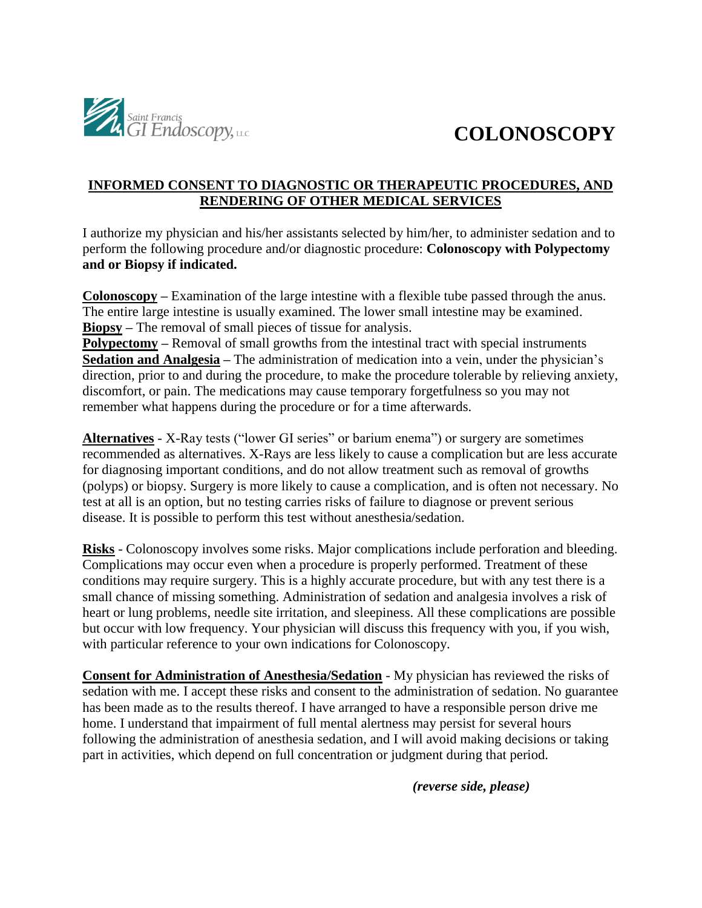Saint Francis GI Endoscopy, LLC

# COLONOSCOPY

## INFORMED CONSENT TO DIAGNOSTIC OR THERAPEUTIC PROCEDURES, AND RENDERING OF OTHER MEDICAL SERVICES

I authorize my physician and his/her assistants selected by him/her, to administer sedation and to perform the following procedure and/or diagnostic procedure: **Colonoscopy with Polypectomy and or Biopsy if indicated.**

**Colonoscopy** – Examination of the large intestine with a flexible tube passed through the anus. The entire large intestine is usually examined. The lower small intestine may be examined.
**Biopsy** – The removal of small pieces of tissue for analysis.
**Polypectomy** – Removal of small growths from the intestinal tract with special instruments
**Sedation and Analgesia** – The administration of medication into a vein, under the physician's direction, prior to and during the procedure, to make the procedure tolerable by relieving anxiety, discomfort, or pain. The medications may cause temporary forgetfulness so you may not remember what happens during the procedure or for a time afterwards.

**Alternatives** - X-Ray tests ("lower GI series" or barium enema") or surgery are sometimes recommended as alternatives. X-Rays are less likely to cause a complication but are less accurate for diagnosing important conditions, and do not allow treatment such as removal of growths (polyps) or biopsy. Surgery is more likely to cause a complication, and is often not necessary. No test at all is an option, but no testing carries risks of failure to diagnose or prevent serious disease. It is possible to perform this test without anesthesia/sedation.

**Risks** - Colonoscopy involves some risks. Major complications include perforation and bleeding. Complications may occur even when a procedure is properly performed. Treatment of these conditions may require surgery. This is a highly accurate procedure, but with any test there is a small chance of missing something. Administration of sedation and analgesia involves a risk of heart or lung problems, needle site irritation, and sleepiness. All these complications are possible but occur with low frequency. Your physician will discuss this frequency with you, if you wish, with particular reference to your own indications for Colonoscopy.

**Consent for Administration of Anesthesia/Sedation** - My physician has reviewed the risks of sedation with me. I accept these risks and consent to the administration of sedation. No guarantee has been made as to the results thereof. I have arranged to have a responsible person drive me home. I understand that impairment of full mental alertness may persist for several hours following the administration of anesthesia sedation, and I will avoid making decisions or taking part in activities, which depend on full concentration or judgment during that period.

***(reverse side, please)***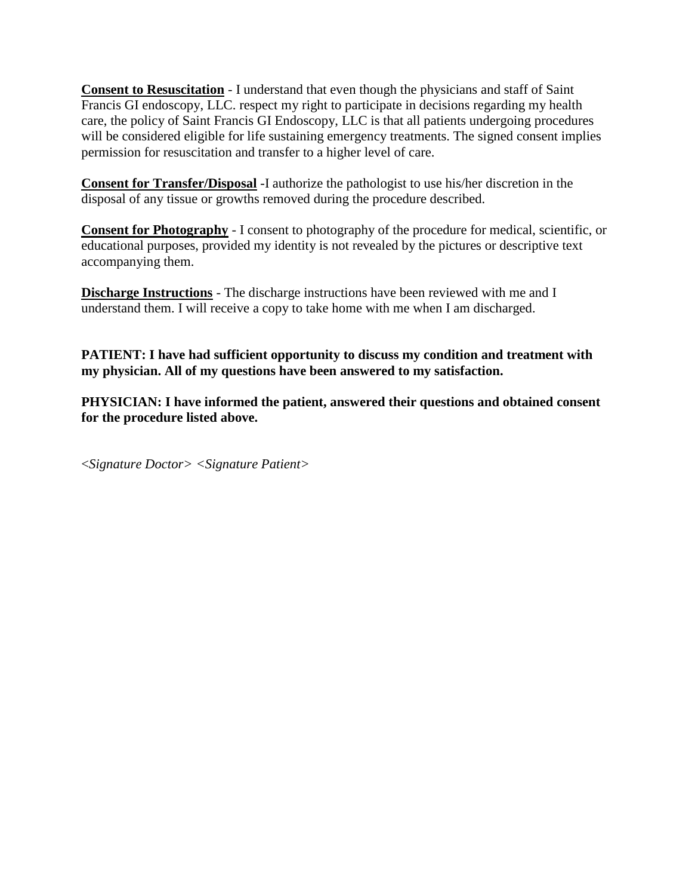**Consent to Resuscitation** - I understand that even though the physicians and staff of Saint Francis GI endoscopy, LLC. respect my right to participate in decisions regarding my health care, the policy of Saint Francis GI Endoscopy, LLC is that all patients undergoing procedures will be considered eligible for life sustaining emergency treatments. The signed consent implies permission for resuscitation and transfer to a higher level of care.

**Consent for Transfer/Disposal** -I authorize the pathologist to use his/her discretion in the disposal of any tissue or growths removed during the procedure described.

**Consent for Photography** - I consent to photography of the procedure for medical, scientific, or educational purposes, provided my identity is not revealed by the pictures or descriptive text accompanying them.

**Discharge Instructions** - The discharge instructions have been reviewed with me and I understand them. I will receive a copy to take home with me when I am discharged.

**PATIENT: I have had sufficient opportunity to discuss my condition and treatment with my physician. All of my questions have been answered to my satisfaction.**

**PHYSICIAN: I have informed the patient, answered their questions and obtained consent for the procedure listed above.**

*<Signature Doctor> <Signature Patient>*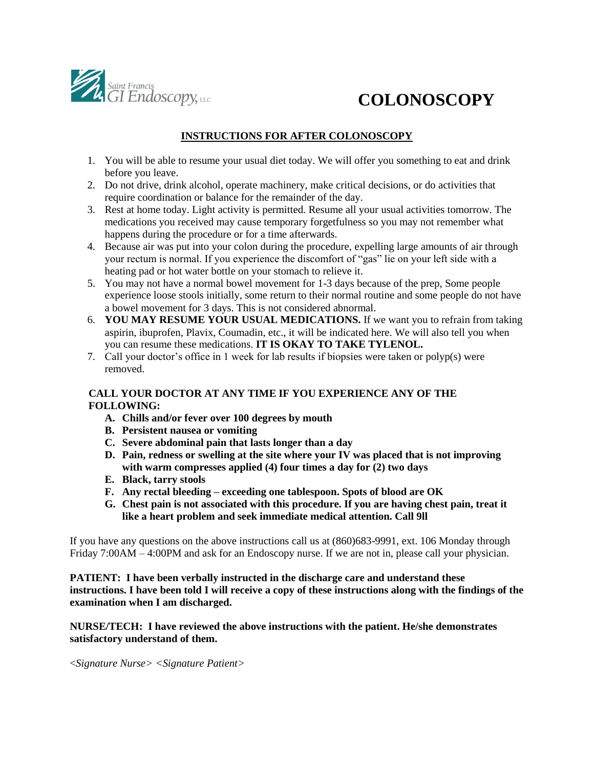Saint Francis GI Endoscopy, LLC

# COLONOSCOPY

## INSTRUCTIONS FOR AFTER COLONOSCOPY

1. You will be able to resume your usual diet today. We will offer you something to eat and drink before you leave.
2. Do not drive, drink alcohol, operate machinery, make critical decisions, or do activities that require coordination or balance for the remainder of the day.
3. Rest at home today. Light activity is permitted. Resume all your usual activities tomorrow. The medications you received may cause temporary forgetfulness so you may not remember what happens during the procedure or for a time afterwards.
4. Because air was put into your colon during the procedure, expelling large amounts of air through your rectum is normal. If you experience the discomfort of "gas" lie on your left side with a heating pad or hot water bottle on your stomach to relieve it.
5. You may not have a normal bowel movement for 1-3 days because of the prep, Some people experience loose stools initially, some return to their normal routine and some people do not have a bowel movement for 3 days. This is not considered abnormal.
6. **YOU MAY RESUME YOUR USUAL MEDICATIONS.** If we want you to refrain from taking aspirin, ibuprofen, Plavix, Coumadin, etc., it will be indicated here. We will also tell you when you can resume these medications. **IT IS OKAY TO TAKE TYLENOL.**
7. Call your doctor's office in 1 week for lab results if biopsies were taken or polyp(s) were removed.

**CALL YOUR DOCTOR AT ANY TIME IF YOU EXPERIENCE ANY OF THE FOLLOWING:**

A. **Chills and/or fever over 100 degrees by mouth**
B. **Persistent nausea or vomiting**
C. **Severe abdominal pain that lasts longer than a day**
D. **Pain, redness or swelling at the site where your IV was placed that is not improving with warm compresses applied (4) four times a day for (2) two days**
E. **Black, tarry stools**
F. **Any rectal bleeding – exceeding one tablespoon. Spots of blood are OK**
G. **Chest pain is not associated with this procedure. If you are having chest pain, treat it like a heart problem and seek immediate medical attention. Call 9ll**

If you have any questions on the above instructions call us at (860)683-9991, ext. 106 Monday through Friday 7:00AM – 4:00PM and ask for an Endoscopy nurse. If we are not in, please call your physician.

**PATIENT: I have been verbally instructed in the discharge care and understand these instructions. I have been told I will receive a copy of these instructions along with the findings of the examination when I am discharged.**

**NURSE/TECH: I have reviewed the above instructions with the patient. He/she demonstrates satisfactory understand of them.**

*<Signature Nurse> <Signature Patient>*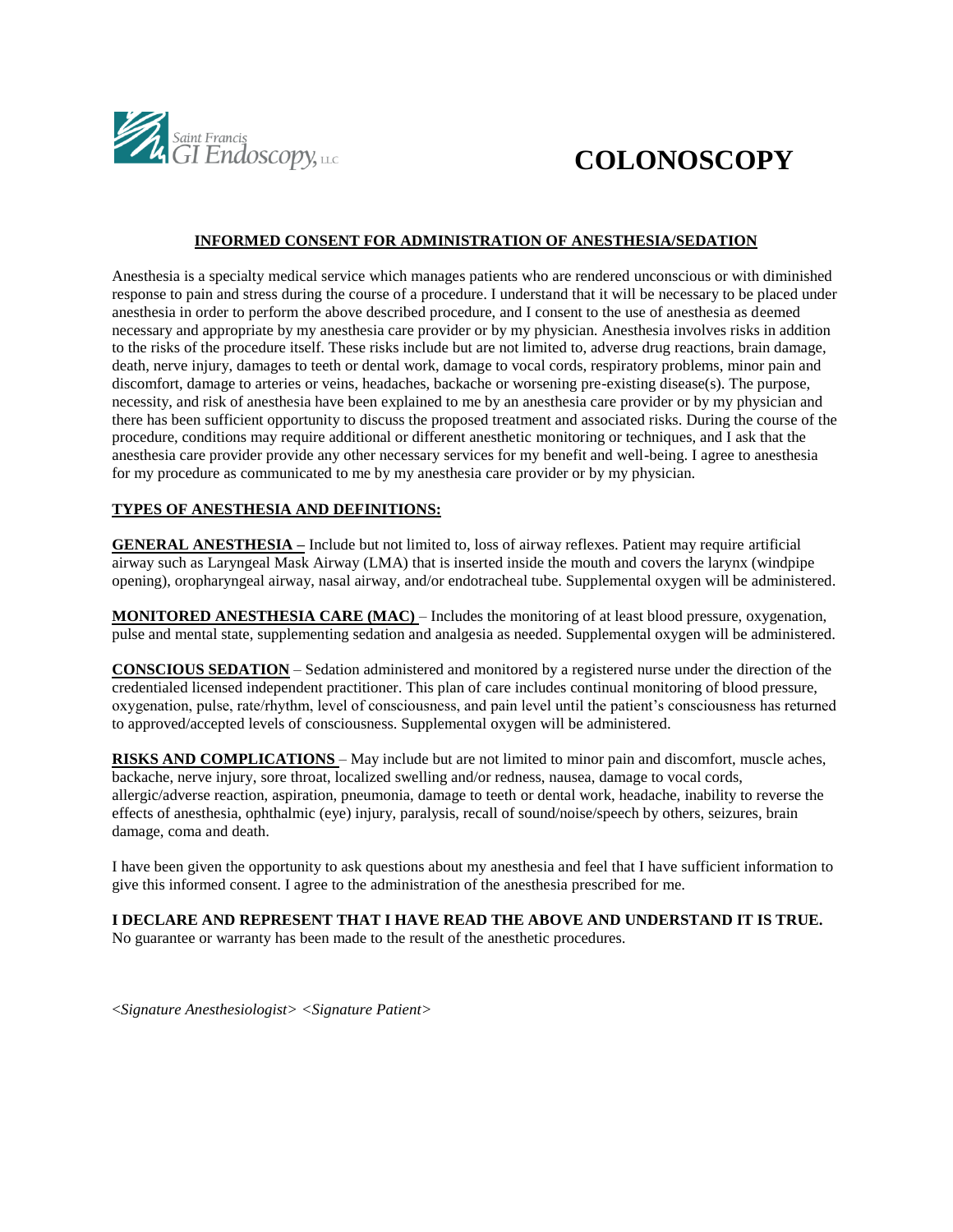Saint Francis GI Endoscopy, LLC

# COLONOSCOPY

## INFORMED CONSENT FOR ADMINISTRATION OF ANESTHESIA/SEDATION

Anesthesia is a specialty medical service which manages patients who are rendered unconscious or with diminished response to pain and stress during the course of a procedure. I understand that it will be necessary to be placed under anesthesia in order to perform the above described procedure, and I consent to the use of anesthesia as deemed necessary and appropriate by my anesthesia care provider or by my physician. Anesthesia involves risks in addition to the risks of the procedure itself. These risks include but are not limited to, adverse drug reactions, brain damage, death, nerve injury, damages to teeth or dental work, damage to vocal cords, respiratory problems, minor pain and discomfort, damage to arteries or veins, headaches, backache or worsening pre-existing disease(s). The purpose, necessity, and risk of anesthesia have been explained to me by an anesthesia care provider or by my physician and there has been sufficient opportunity to discuss the proposed treatment and associated risks. During the course of the procedure, conditions may require additional or different anesthetic monitoring or techniques, and I ask that the anesthesia care provider provide any other necessary services for my benefit and well-being. I agree to anesthesia for my procedure as communicated to me by my anesthesia care provider or by my physician.

**TYPES OF ANESTHESIA AND DEFINITIONS:**

**GENERAL ANESTHESIA –** Include but not limited to, loss of airway reflexes. Patient may require artificial airway such as Laryngeal Mask Airway (LMA) that is inserted inside the mouth and covers the larynx (windpipe opening), oropharyngeal airway, nasal airway, and/or endotracheal tube. Supplemental oxygen will be administered.

**MONITORED ANESTHESIA CARE (MAC)** – Includes the monitoring of at least blood pressure, oxygenation, pulse and mental state, supplementing sedation and analgesia as needed. Supplemental oxygen will be administered.

**CONSCIOUS SEDATION** – Sedation administered and monitored by a registered nurse under the direction of the credentialed licensed independent practitioner. This plan of care includes continual monitoring of blood pressure, oxygenation, pulse, rate/rhythm, level of consciousness, and pain level until the patient's consciousness has returned to approved/accepted levels of consciousness. Supplemental oxygen will be administered.

**RISKS AND COMPLICATIONS** – May include but are not limited to minor pain and discomfort, muscle aches, backache, nerve injury, sore throat, localized swelling and/or redness, nausea, damage to vocal cords, allergic/adverse reaction, aspiration, pneumonia, damage to teeth or dental work, headache, inability to reverse the effects of anesthesia, ophthalmic (eye) injury, paralysis, recall of sound/noise/speech by others, seizures, brain damage, coma and death.

I have been given the opportunity to ask questions about my anesthesia and feel that I have sufficient information to give this informed consent. I agree to the administration of the anesthesia prescribed for me.

**I DECLARE AND REPRESENT THAT I HAVE READ THE ABOVE AND UNDERSTAND IT IS TRUE.**
No guarantee or warranty has been made to the result of the anesthetic procedures.

*<Signature Anesthesiologist> <Signature Patient>*